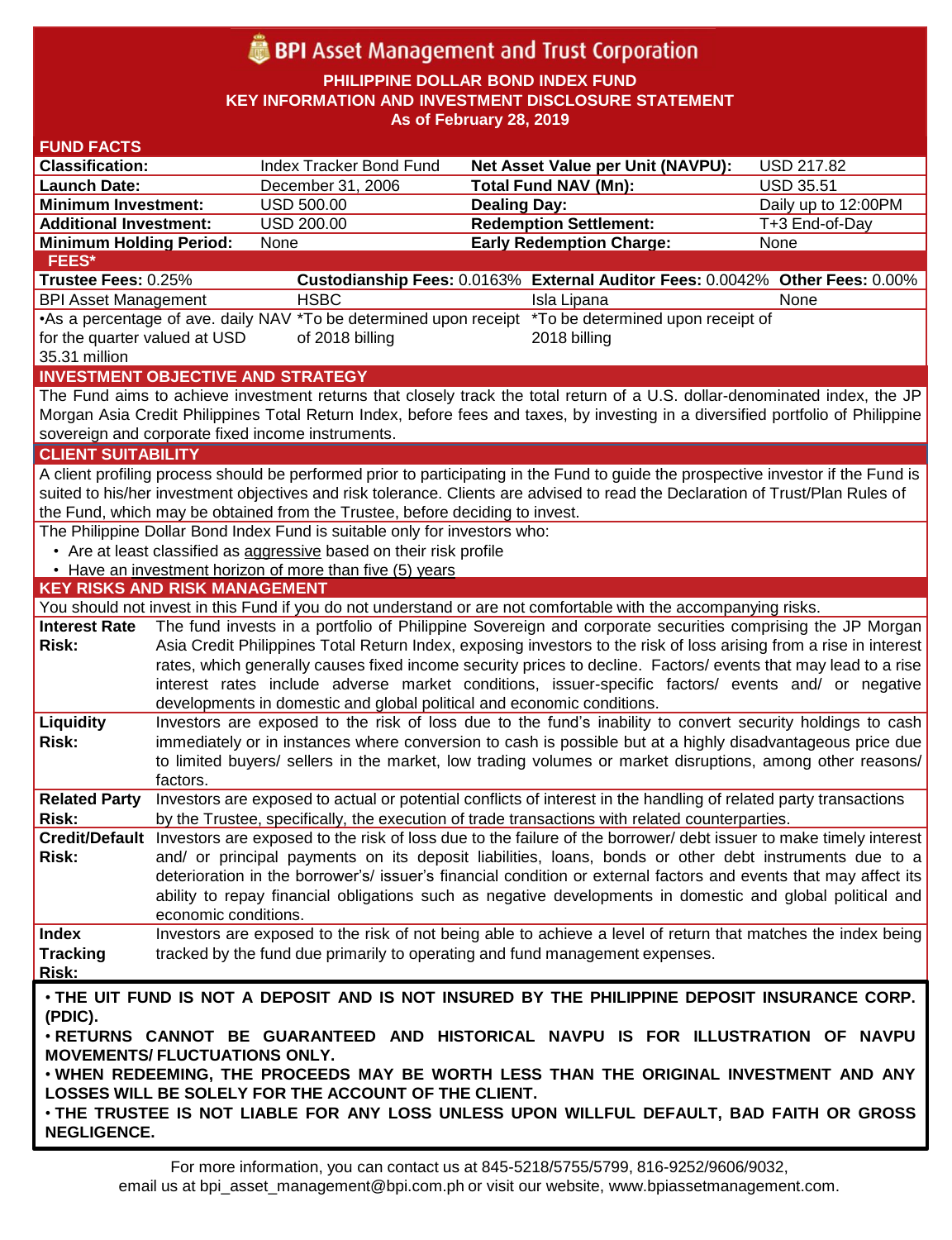# BPI Asset Management and Trust Corporation

**PHILIPPINE DOLLAR BOND INDEX FUND**
**KEY INFORMATION AND INVESTMENT DISCLOSURE STATEMENT**
**As of February 28, 2019**

## FUND FACTS

| | | | |
|---|---|---|---|
| **Classification:** | Index Tracker Bond Fund | **Net Asset Value per Unit (NAVPU):** | USD 217.82 |
| **Launch Date:** | December 31, 2006 | **Total Fund NAV (Mn):** | USD 35.51 |
| **Minimum Investment:** | USD 500.00 | **Dealing Day:** | Daily up to 12:00PM |
| **Additional Investment:** | USD 200.00 | **Redemption Settlement:** | T+3 End-of-Day |
| **Minimum Holding Period:** | None | **Early Redemption Charge:** | None |

## FEES*

| **Trustee Fees:** 0.25% | **Custodianship Fees:** 0.0163% | **External Auditor Fees:** 0.0042% | **Other Fees:** 0.00% |
|---|---|---|---|
| BPI Asset Management | HSBC | Isla Lipana | None |
| •As a percentage of ave. daily NAV for the quarter valued at USD 35.31 million | *To be determined upon receipt of 2018 billing | *To be determined upon receipt of 2018 billing | |

## INVESTMENT OBJECTIVE AND STRATEGY

The Fund aims to achieve investment returns that closely track the total return of a U.S. dollar-denominated index, the JP Morgan Asia Credit Philippines Total Return Index, before fees and taxes, by investing in a diversified portfolio of Philippine sovereign and corporate fixed income instruments.

## CLIENT SUITABILITY

A client profiling process should be performed prior to participating in the Fund to guide the prospective investor if the Fund is suited to his/her investment objectives and risk tolerance. Clients are advised to read the Declaration of Trust/Plan Rules of the Fund, which may be obtained from the Trustee, before deciding to invest.

The Philippine Dollar Bond Index Fund is suitable only for investors who:

- Are at least classified as aggressive based on their risk profile
- Have an investment horizon of more than five (5) years

## KEY RISKS AND RISK MANAGEMENT

You should not invest in this Fund if you do not understand or are not comfortable with the accompanying risks.

| | |
|---|---|
| **Interest Rate Risk:** | The fund invests in a portfolio of Philippine Sovereign and corporate securities comprising the JP Morgan Asia Credit Philippines Total Return Index, exposing investors to the risk of loss arising from a rise in interest rates, which generally causes fixed income security prices to decline. Factors/ events that may lead to a rise interest rates include adverse market conditions, issuer-specific factors/ events and/ or negative developments in domestic and global political and economic conditions. |
| **Liquidity Risk:** | Investors are exposed to the risk of loss due to the fund's inability to convert security holdings to cash immediately or in instances where conversion to cash is possible but at a highly disadvantageous price due to limited buyers/ sellers in the market, low trading volumes or market disruptions, among other reasons/ factors. |
| **Related Party Risk:** | Investors are exposed to actual or potential conflicts of interest in the handling of related party transactions by the Trustee, specifically, the execution of trade transactions with related counterparties. |
| **Credit/Default Risk:** | Investors are exposed to the risk of loss due to the failure of the borrower/ debt issuer to make timely interest and/ or principal payments on its deposit liabilities, loans, bonds or other debt instruments due to a deterioration in the borrower's/ issuer's financial condition or external factors and events that may affect its ability to repay financial obligations such as negative developments in domestic and global political and economic conditions. |
| **Index Tracking Risk:** | Investors are exposed to the risk of not being able to achieve a level of return that matches the index being tracked by the fund due primarily to operating and fund management expenses. |

**• THE UIT FUND IS NOT A DEPOSIT AND IS NOT INSURED BY THE PHILIPPINE DEPOSIT INSURANCE CORP. (PDIC).**
**• RETURNS CANNOT BE GUARANTEED AND HISTORICAL NAVPU IS FOR ILLUSTRATION OF NAVPU MOVEMENTS/ FLUCTUATIONS ONLY.**
**• WHEN REDEEMING, THE PROCEEDS MAY BE WORTH LESS THAN THE ORIGINAL INVESTMENT AND ANY LOSSES WILL BE SOLELY FOR THE ACCOUNT OF THE CLIENT.**
**• THE TRUSTEE IS NOT LIABLE FOR ANY LOSS UNLESS UPON WILLFUL DEFAULT, BAD FAITH OR GROSS NEGLIGENCE.**

For more information, you can contact us at 845-5218/5755/5799, 816-9252/9606/9032, email us at bpi_asset_management@bpi.com.ph or visit our website, www.bpiassetmanagement.com.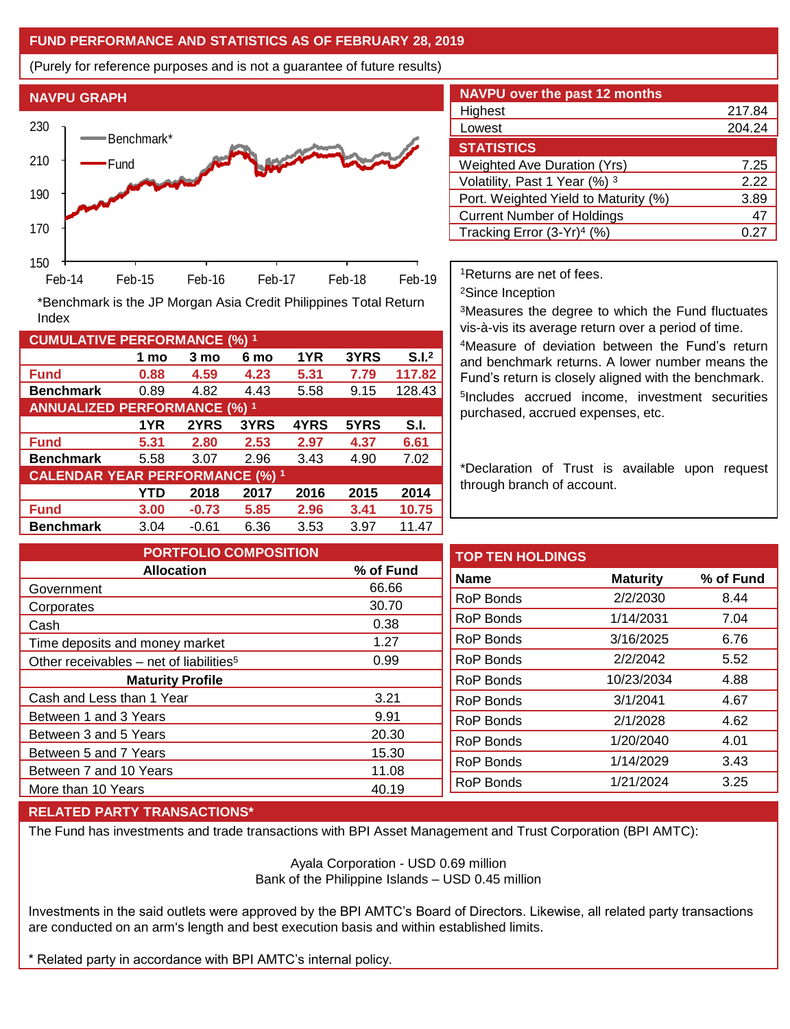## FUND PERFORMANCE AND STATISTICS AS OF FEBRUARY 28, 2019

(Purely for reference purposes and is not a guarantee of future results)

### NAVPU GRAPH

*Benchmark is the JP Morgan Asia Credit Philippines Total Return Index

### NAVPU over the past 12 months

| | |
|---|---|
| Highest | 217.84 |
| Lowest | 204.24 |

### STATISTICS

| | |
|---|---|
| Weighted Ave Duration (Yrs) | 7.25 |
| Volatility, Past 1 Year (%) [3] | 2.22 |
| Port. Weighted Yield to Maturity (%) | 3.89 |
| Current Number of Holdings | 47 |
| Tracking Error (3-Yr)[4] (%) | 0.27 |

[1]Returns are net of fees.

[2]Since Inception

[3]Measures the degree to which the Fund fluctuates vis-à-vis its average return over a period of time.

[4]Measure of deviation between the Fund's return and benchmark returns. A lower number means the Fund's return is closely aligned with the benchmark.

[5]Includes accrued income, investment securities purchased, accrued expenses, etc.

*Declaration of Trust is available upon request through branch of account.

### CUMULATIVE PERFORMANCE (%) [1]

| | 1 mo | 3 mo | 6 mo | 1YR | 3YRS | S.I.[2] |
|---|---|---|---|---|---|---|
| **Fund** | **0.88** | **4.59** | **4.23** | **5.31** | **7.79** | **117.82** |
| **Benchmark** | 0.89 | 4.82 | 4.43 | 5.58 | 9.15 | 128.43 |

### ANNUALIZED PERFORMANCE (%) [1]

| | 1YR | 2YRS | 3YRS | 4YRS | 5YRS | S.I. |
|---|---|---|---|---|---|---|
| **Fund** | **5.31** | **2.80** | **2.53** | **2.97** | **4.37** | **6.61** |
| **Benchmark** | 5.58 | 3.07 | 2.96 | 3.43 | 4.90 | 7.02 |

### CALENDAR YEAR PERFORMANCE (%) [1]

| | YTD | 2018 | 2017 | 2016 | 2015 | 2014 |
|---|---|---|---|---|---|---|
| **Fund** | **3.00** | **-0.73** | **5.85** | **2.96** | **3.41** | **10.75** |
| **Benchmark** | 3.04 | -0.61 | 6.36 | 3.53 | 3.97 | 11.47 |

### PORTFOLIO COMPOSITION

| Allocation | % of Fund |
|---|---|
| Government | 66.66 |
| Corporates | 30.70 |
| Cash | 0.38 |
| Time deposits and money market | 1.27 |
| Other receivables – net of liabilities[5] | 0.99 |
| **Maturity Profile** | |
| Cash and Less than 1 Year | 3.21 |
| Between 1 and 3 Years | 9.91 |
| Between 3 and 5 Years | 20.30 |
| Between 5 and 7 Years | 15.30 |
| Between 7 and 10 Years | 11.08 |
| More than 10 Years | 40.19 |

### TOP TEN HOLDINGS

| Name | Maturity | % of Fund |
|---|---|---|
| RoP Bonds | 2/2/2030 | 8.44 |
| RoP Bonds | 1/14/2031 | 7.04 |
| RoP Bonds | 3/16/2025 | 6.76 |
| RoP Bonds | 2/2/2042 | 5.52 |
| RoP Bonds | 10/23/2034 | 4.88 |
| RoP Bonds | 3/1/2041 | 4.67 |
| RoP Bonds | 2/1/2028 | 4.62 |
| RoP Bonds | 1/20/2040 | 4.01 |
| RoP Bonds | 1/14/2029 | 3.43 |
| RoP Bonds | 1/21/2024 | 3.25 |

### RELATED PARTY TRANSACTIONS*

The Fund has investments and trade transactions with BPI Asset Management and Trust Corporation (BPI AMTC):

Ayala Corporation - USD 0.69 million
Bank of the Philippine Islands – USD 0.45 million

Investments in the said outlets were approved by the BPI AMTC's Board of Directors. Likewise, all related party transactions are conducted on an arm's length and best execution basis and within established limits.

* Related party in accordance with BPI AMTC's internal policy.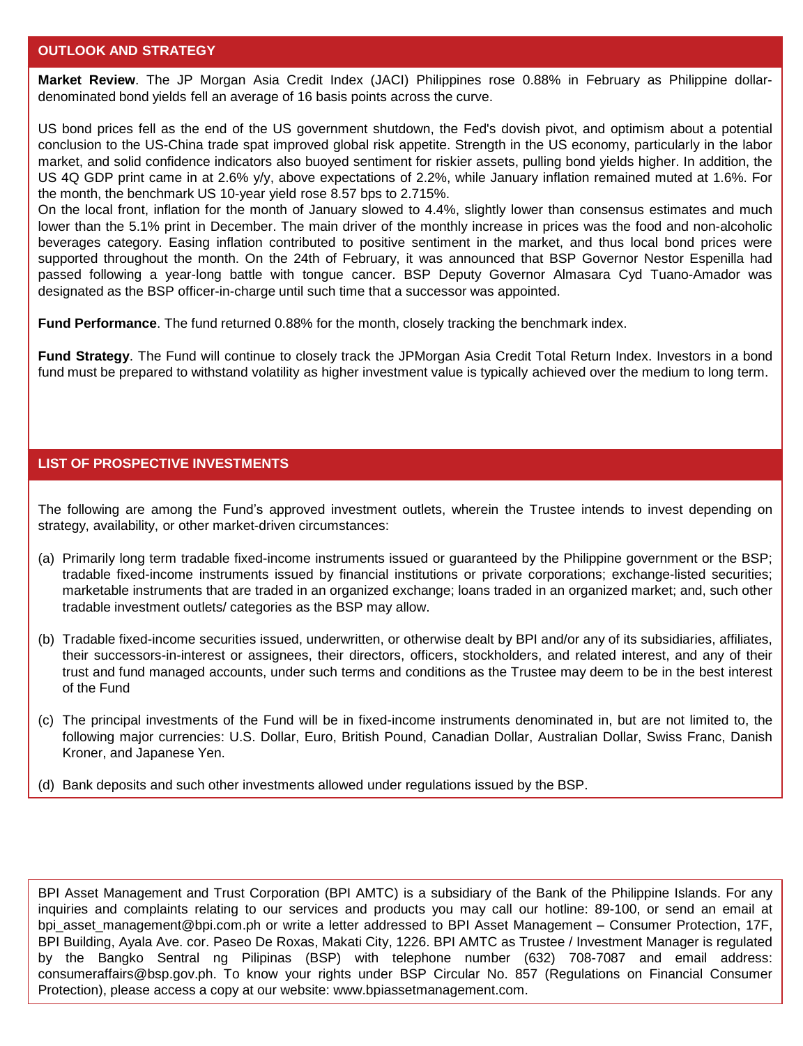## OUTLOOK AND STRATEGY

**Market Review**. The JP Morgan Asia Credit Index (JACI) Philippines rose 0.88% in February as Philippine dollar-denominated bond yields fell an average of 16 basis points across the curve.

US bond prices fell as the end of the US government shutdown, the Fed's dovish pivot, and optimism about a potential conclusion to the US-China trade spat improved global risk appetite. Strength in the US economy, particularly in the labor market, and solid confidence indicators also buoyed sentiment for riskier assets, pulling bond yields higher. In addition, the US 4Q GDP print came in at 2.6% y/y, above expectations of 2.2%, while January inflation remained muted at 1.6%. For the month, the benchmark US 10-year yield rose 8.57 bps to 2.715%.

On the local front, inflation for the month of January slowed to 4.4%, slightly lower than consensus estimates and much lower than the 5.1% print in December. The main driver of the monthly increase in prices was the food and non-alcoholic beverages category. Easing inflation contributed to positive sentiment in the market, and thus local bond prices were supported throughout the month. On the 24th of February, it was announced that BSP Governor Nestor Espenilla had passed following a year-long battle with tongue cancer. BSP Deputy Governor Almasara Cyd Tuano-Amador was designated as the BSP officer-in-charge until such time that a successor was appointed.

**Fund Performance**. The fund returned 0.88% for the month, closely tracking the benchmark index.

**Fund Strategy**. The Fund will continue to closely track the JPMorgan Asia Credit Total Return Index. Investors in a bond fund must be prepared to withstand volatility as higher investment value is typically achieved over the medium to long term.

## LIST OF PROSPECTIVE INVESTMENTS

The following are among the Fund's approved investment outlets, wherein the Trustee intends to invest depending on strategy, availability, or other market-driven circumstances:

(a) Primarily long term tradable fixed-income instruments issued or guaranteed by the Philippine government or the BSP; tradable fixed-income instruments issued by financial institutions or private corporations; exchange-listed securities; marketable instruments that are traded in an organized exchange; loans traded in an organized market; and, such other tradable investment outlets/ categories as the BSP may allow.

(b) Tradable fixed-income securities issued, underwritten, or otherwise dealt by BPI and/or any of its subsidiaries, affiliates, their successors-in-interest or assignees, their directors, officers, stockholders, and related interest, and any of their trust and fund managed accounts, under such terms and conditions as the Trustee may deem to be in the best interest of the Fund

(c) The principal investments of the Fund will be in fixed-income instruments denominated in, but are not limited to, the following major currencies: U.S. Dollar, Euro, British Pound, Canadian Dollar, Australian Dollar, Swiss Franc, Danish Kroner, and Japanese Yen.

(d) Bank deposits and such other investments allowed under regulations issued by the BSP.

BPI Asset Management and Trust Corporation (BPI AMTC) is a subsidiary of the Bank of the Philippine Islands. For any inquiries and complaints relating to our services and products you may call our hotline: 89-100, or send an email at bpi_asset_management@bpi.com.ph or write a letter addressed to BPI Asset Management – Consumer Protection, 17F, BPI Building, Ayala Ave. cor. Paseo De Roxas, Makati City, 1226. BPI AMTC as Trustee / Investment Manager is regulated by the Bangko Sentral ng Pilipinas (BSP) with telephone number (632) 708-7087 and email address: consumeraffairs@bsp.gov.ph. To know your rights under BSP Circular No. 857 (Regulations on Financial Consumer Protection), please access a copy at our website: www.bpiassetmanagement.com.